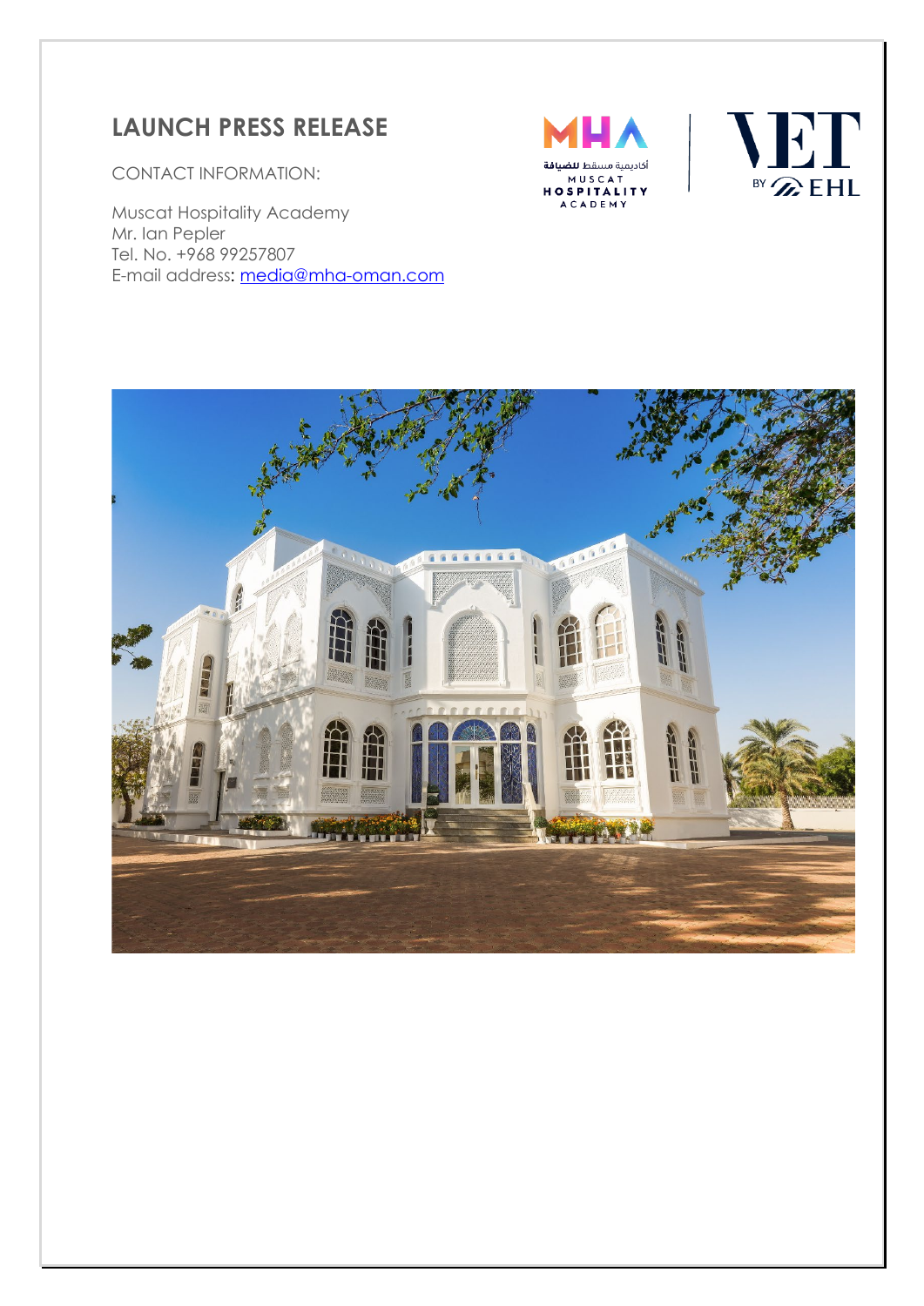# LAUNCH PRESS RELEASE

CONTACT INFORMATION:

Muscat Hospitality Academy
Mr. Ian Pepler
Tel. No. +968 99257807
E-mail address: media@mha-oman.com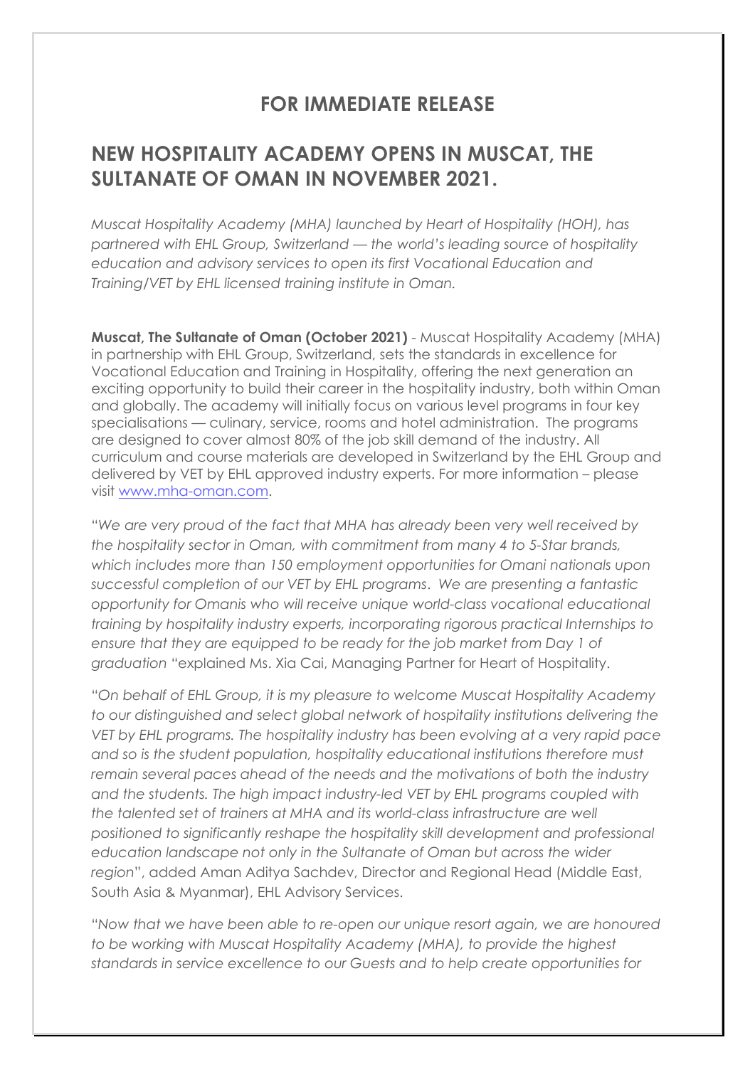## FOR IMMEDIATE RELEASE

## NEW HOSPITALITY ACADEMY OPENS IN MUSCAT, THE SULTANATE OF OMAN IN NOVEMBER 2021.

*Muscat Hospitality Academy (MHA) launched by Heart of Hospitality (HOH), has partnered with EHL Group, Switzerland — the world's leading source of hospitality education and advisory services to open its first Vocational Education and Training/VET by EHL licensed training institute in Oman.*

**Muscat, The Sultanate of Oman (October 2021)** - Muscat Hospitality Academy (MHA) in partnership with EHL Group, Switzerland, sets the standards in excellence for Vocational Education and Training in Hospitality, offering the next generation an exciting opportunity to build their career in the hospitality industry, both within Oman and globally. The academy will initially focus on various level programs in four key specialisations — culinary, service, rooms and hotel administration. The programs are designed to cover almost 80% of the job skill demand of the industry. All curriculum and course materials are developed in Switzerland by the EHL Group and delivered by VET by EHL approved industry experts. For more information – please visit [www.mha-oman.com](http://www.mha-oman.com).

"*We are very proud of the fact that MHA has already been very well received by the hospitality sector in Oman, with commitment from many 4 to 5-Star brands, which includes more than 150 employment opportunities for Omani nationals upon successful completion of our VET by EHL programs. We are presenting a fantastic opportunity for Omanis who will receive unique world-class vocational educational training by hospitality industry experts, incorporating rigorous practical Internships to ensure that they are equipped to be ready for the job market from Day 1 of graduation* "explained Ms. Xia Cai, Managing Partner for Heart of Hospitality.

"*On behalf of EHL Group, it is my pleasure to welcome Muscat Hospitality Academy to our distinguished and select global network of hospitality institutions delivering the VET by EHL programs. The hospitality industry has been evolving at a very rapid pace and so is the student population, hospitality educational institutions therefore must remain several paces ahead of the needs and the motivations of both the industry and the students. The high impact industry-led VET by EHL programs coupled with the talented set of trainers at MHA and its world-class infrastructure are well positioned to significantly reshape the hospitality skill development and professional education landscape not only in the Sultanate of Oman but across the wider region*", added Aman Aditya Sachdev, Director and Regional Head (Middle East, South Asia & Myanmar), EHL Advisory Services.

"*Now that we have been able to re-open our unique resort again, we are honoured to be working with Muscat Hospitality Academy (MHA), to provide the highest standards in service excellence to our Guests and to help create opportunities for*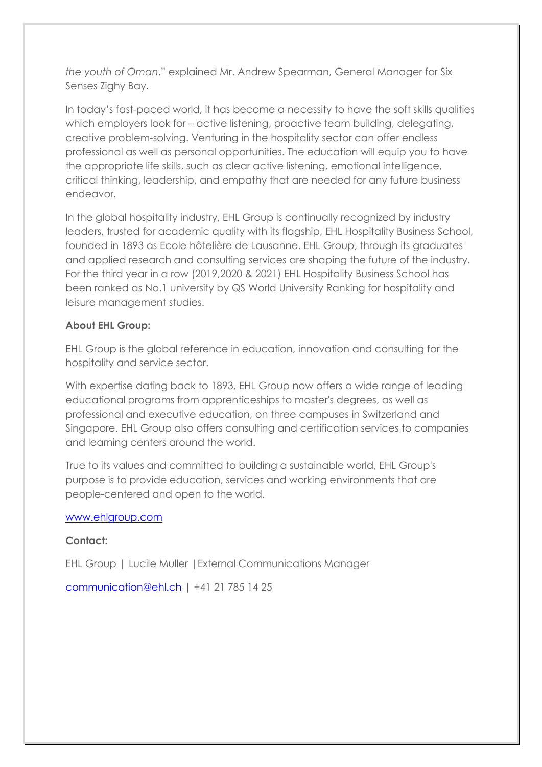*the youth of Oman*," explained Mr. Andrew Spearman, General Manager for Six Senses Zighy Bay.

In today's fast-paced world, it has become a necessity to have the soft skills qualities which employers look for – active listening, proactive team building, delegating, creative problem-solving. Venturing in the hospitality sector can offer endless professional as well as personal opportunities. The education will equip you to have the appropriate life skills, such as clear active listening, emotional intelligence, critical thinking, leadership, and empathy that are needed for any future business endeavor.

In the global hospitality industry, EHL Group is continually recognized by industry leaders, trusted for academic quality with its flagship, EHL Hospitality Business School, founded in 1893 as Ecole hôtelière de Lausanne. EHL Group, through its graduates and applied research and consulting services are shaping the future of the industry. For the third year in a row (2019,2020 & 2021) EHL Hospitality Business School has been ranked as No.1 university by QS World University Ranking for hospitality and leisure management studies.

**About EHL Group:**

EHL Group is the global reference in education, innovation and consulting for the hospitality and service sector.

With expertise dating back to 1893, EHL Group now offers a wide range of leading educational programs from apprenticeships to master's degrees, as well as professional and executive education, on three campuses in Switzerland and Singapore. EHL Group also offers consulting and certification services to companies and learning centers around the world.

True to its values and committed to building a sustainable world, EHL Group's purpose is to provide education, services and working environments that are people-centered and open to the world.

[www.ehlgroup.com](http://www.ehlgroup.com)

**Contact:**

EHL Group | Lucile Muller | External Communications Manager

[communication@ehl.ch](mailto:communication@ehl.ch) | +41 21 785 14 25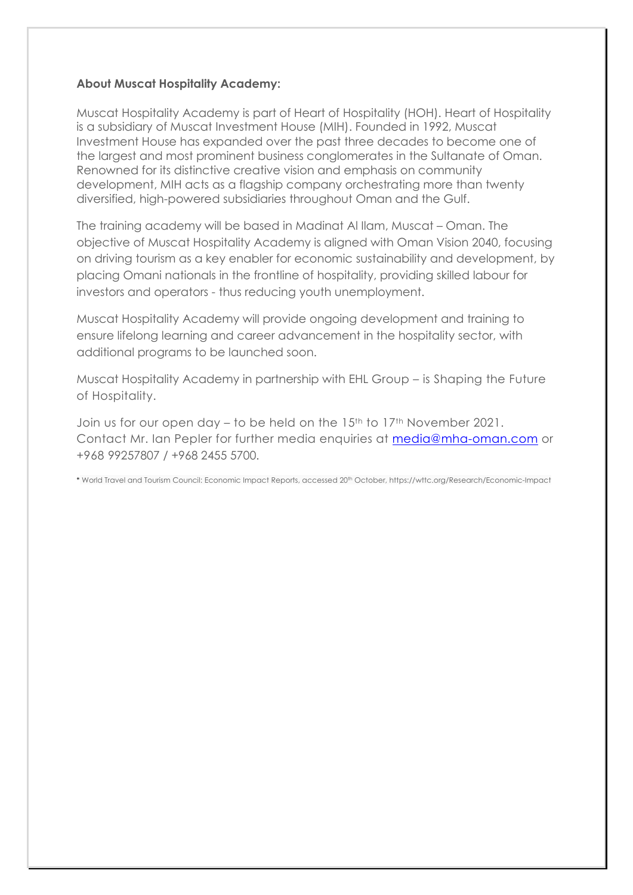**About Muscat Hospitality Academy:**

Muscat Hospitality Academy is part of Heart of Hospitality (HOH). Heart of Hospitality is a subsidiary of Muscat Investment House (MIH). Founded in 1992, Muscat Investment House has expanded over the past three decades to become one of the largest and most prominent business conglomerates in the Sultanate of Oman. Renowned for its distinctive creative vision and emphasis on community development, MIH acts as a flagship company orchestrating more than twenty diversified, high-powered subsidiaries throughout Oman and the Gulf.

The training academy will be based in Madinat Al Ilam, Muscat – Oman. The objective of Muscat Hospitality Academy is aligned with Oman Vision 2040, focusing on driving tourism as a key enabler for economic sustainability and development, by placing Omani nationals in the frontline of hospitality, providing skilled labour for investors and operators - thus reducing youth unemployment.

Muscat Hospitality Academy will provide ongoing development and training to ensure lifelong learning and career advancement in the hospitality sector, with additional programs to be launched soon.

Muscat Hospitality Academy in partnership with EHL Group – is Shaping the Future of Hospitality.

Join us for our open day – to be held on the 15th to 17th November 2021. Contact Mr. Ian Pepler for further media enquiries at media@mha-oman.com or +968 99257807 / +968 2455 5700.

* World Travel and Tourism Council: Economic Impact Reports, accessed 20th October, https://wttc.org/Research/Economic-Impact